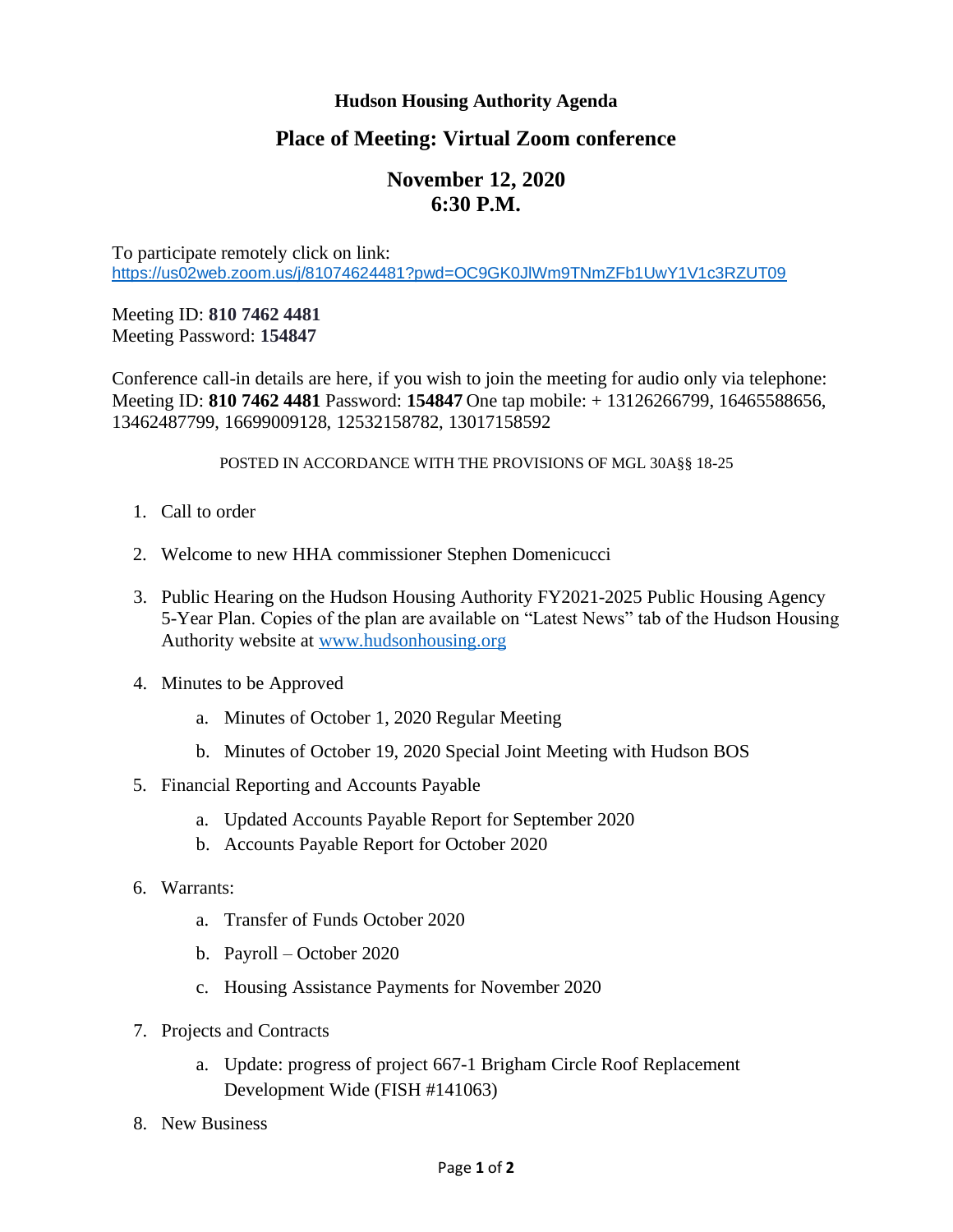# Hudson Housing Authority Agenda

## Place of Meeting: Virtual Zoom conference

## November 12, 2020
## 6:30 P.M.

To participate remotely click on link:
https://us02web.zoom.us/j/81074624481?pwd=OC9GK0JlWm9TNmZFb1UwY1V1c3RZUT09

Meeting ID: **810 7462 4481**
Meeting Password: **154847**

Conference call-in details are here, if you wish to join the meeting for audio only via telephone: Meeting ID: **810 7462 4481** Password: **154847** One tap mobile: + 13126266799, 16465588656, 13462487799, 16699009128, 12532158782, 13017158592

POSTED IN ACCORDANCE WITH THE PROVISIONS OF MGL 30A§§ 18-25

1. Call to order
2. Welcome to new HHA commissioner Stephen Domenicucci
3. Public Hearing on the Hudson Housing Authority FY2021-2025 Public Housing Agency 5-Year Plan. Copies of the plan are available on "Latest News" tab of the Hudson Housing Authority website at www.hudsonhousing.org
4. Minutes to be Approved
    a. Minutes of October 1, 2020 Regular Meeting
    b. Minutes of October 19, 2020 Special Joint Meeting with Hudson BOS
5. Financial Reporting and Accounts Payable
    a. Updated Accounts Payable Report for September 2020
    b. Accounts Payable Report for October 2020
6. Warrants:
    a. Transfer of Funds October 2020
    b. Payroll – October 2020
    c. Housing Assistance Payments for November 2020
7. Projects and Contracts
    a. Update: progress of project 667-1 Brigham Circle Roof Replacement Development Wide (FISH #141063)
8. New Business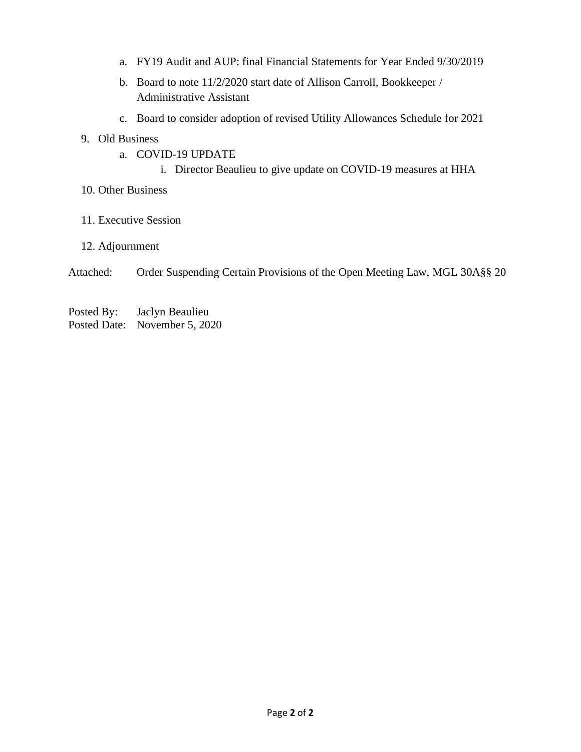a. FY19 Audit and AUP: final Financial Statements for Year Ended 9/30/2019
   b. Board to note 11/2/2020 start date of Allison Carroll, Bookkeeper / Administrative Assistant
   c. Board to consider adoption of revised Utility Allowances Schedule for 2021

9. Old Business
   a. COVID-19 UPDATE
      i. Director Beaulieu to give update on COVID-19 measures at HHA

10. Other Business

11. Executive Session

12. Adjournment

Attached: Order Suspending Certain Provisions of the Open Meeting Law, MGL 30A§§ 20

Posted By: Jaclyn Beaulieu
Posted Date: November 5, 2020